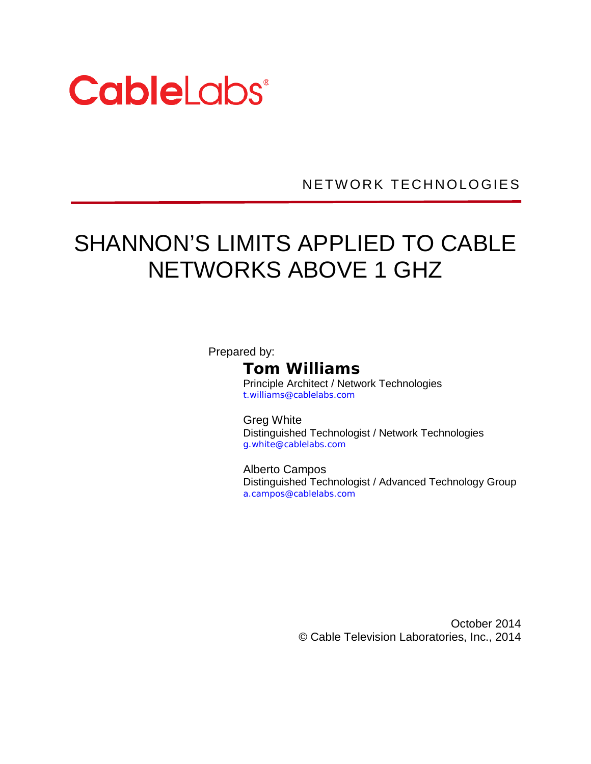CableLabs®

NETWORK TECHNOLOGIES

# SHANNON'S LIMITS APPLIED TO CABLE NETWORKS ABOVE 1 GHZ

Prepared by:

**Tom Williams**
Principle Architect / Network Technologies
t.williams@cablelabs.com

Greg White
Distinguished Technologist / Network Technologies
g.white@cablelabs.com

Alberto Campos
Distinguished Technologist / Advanced Technology Group
a.campos@cablelabs.com

October 2014
© Cable Television Laboratories, Inc., 2014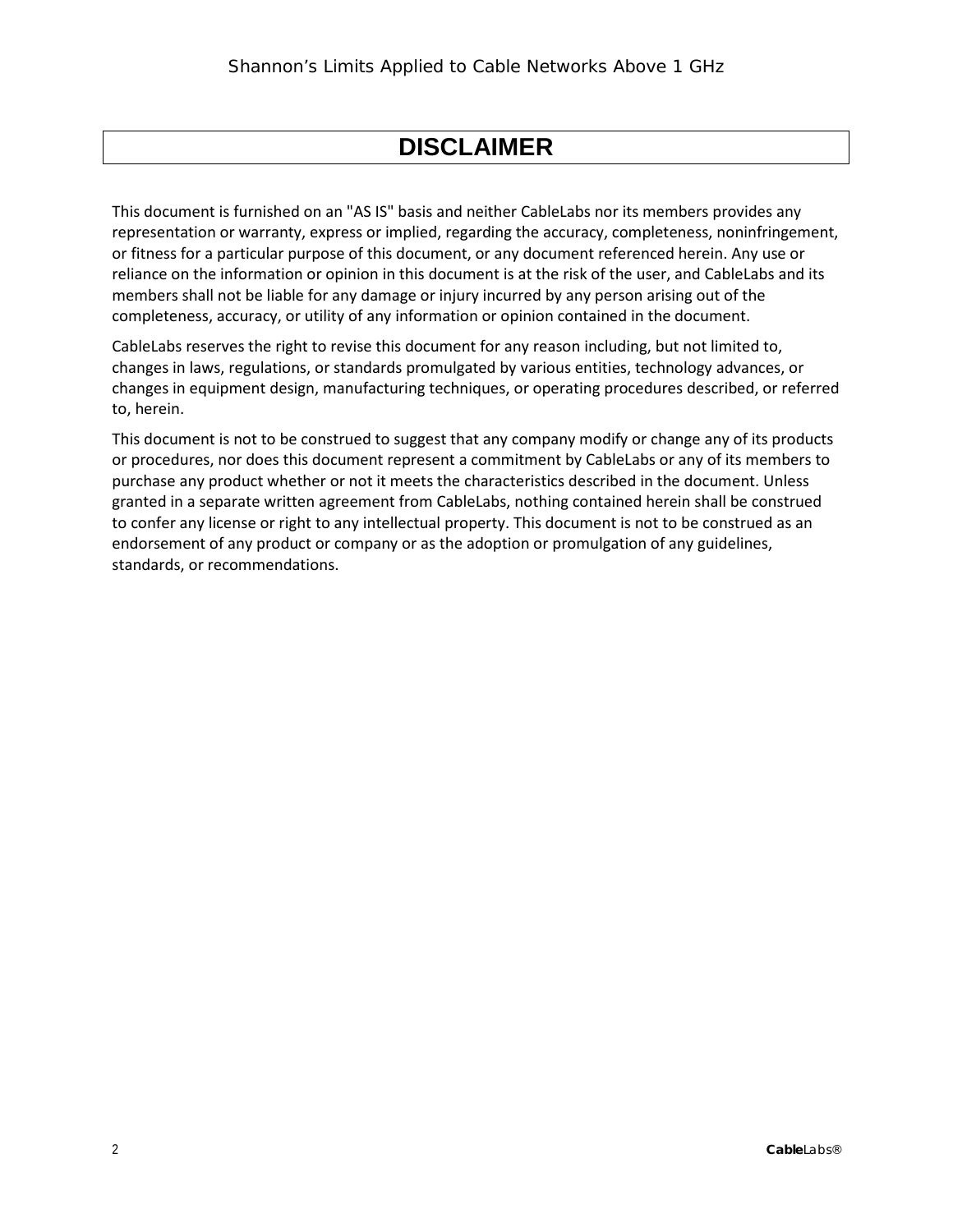# DISCLAIMER

This document is furnished on an "AS IS" basis and neither CableLabs nor its members provides any representation or warranty, express or implied, regarding the accuracy, completeness, noninfringement, or fitness for a particular purpose of this document, or any document referenced herein. Any use or reliance on the information or opinion in this document is at the risk of the user, and CableLabs and its members shall not be liable for any damage or injury incurred by any person arising out of the completeness, accuracy, or utility of any information or opinion contained in the document.

CableLabs reserves the right to revise this document for any reason including, but not limited to, changes in laws, regulations, or standards promulgated by various entities, technology advances, or changes in equipment design, manufacturing techniques, or operating procedures described, or referred to, herein.

This document is not to be construed to suggest that any company modify or change any of its products or procedures, nor does this document represent a commitment by CableLabs or any of its members to purchase any product whether or not it meets the characteristics described in the document. Unless granted in a separate written agreement from CableLabs, nothing contained herein shall be construed to confer any license or right to any intellectual property. This document is not to be construed as an endorsement of any product or company or as the adoption or promulgation of any guidelines, standards, or recommendations.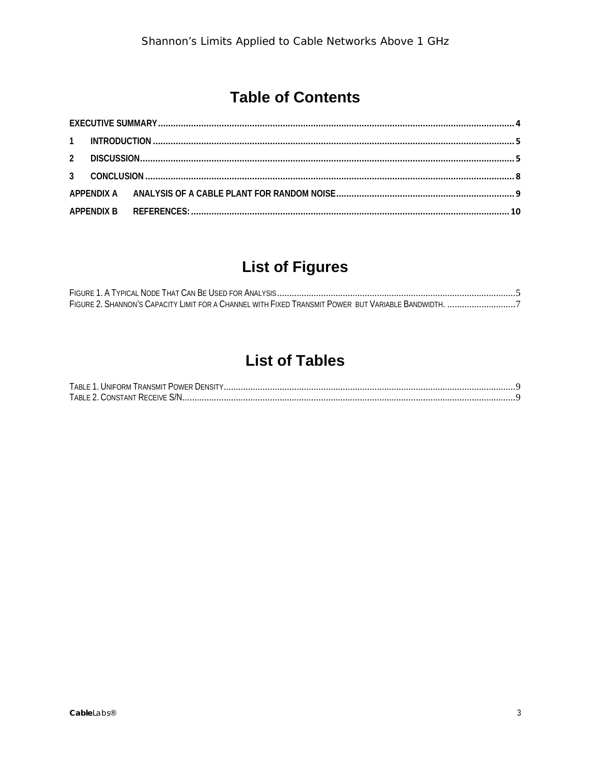# Table of Contents

EXECUTIVE SUMMARY ........ 4

1 INTRODUCTION ........ 5

2 DISCUSSION ........ 5

3 CONCLUSION ........ 8

APPENDIX A ANALYSIS OF A CABLE PLANT FOR RANDOM NOISE ........ 9

APPENDIX B REFERENCES: ........ 10

# List of Figures

Figure 1. A Typical Node That Can Be Used for Analysis ........ 5

Figure 2. Shannon's Capacity Limit for a Channel with Fixed Transmit Power but Variable Bandwidth. ........ 7

# List of Tables

Table 1. Uniform Transmit Power Density ........ 9

Table 2. Constant Receive S/N ........ 9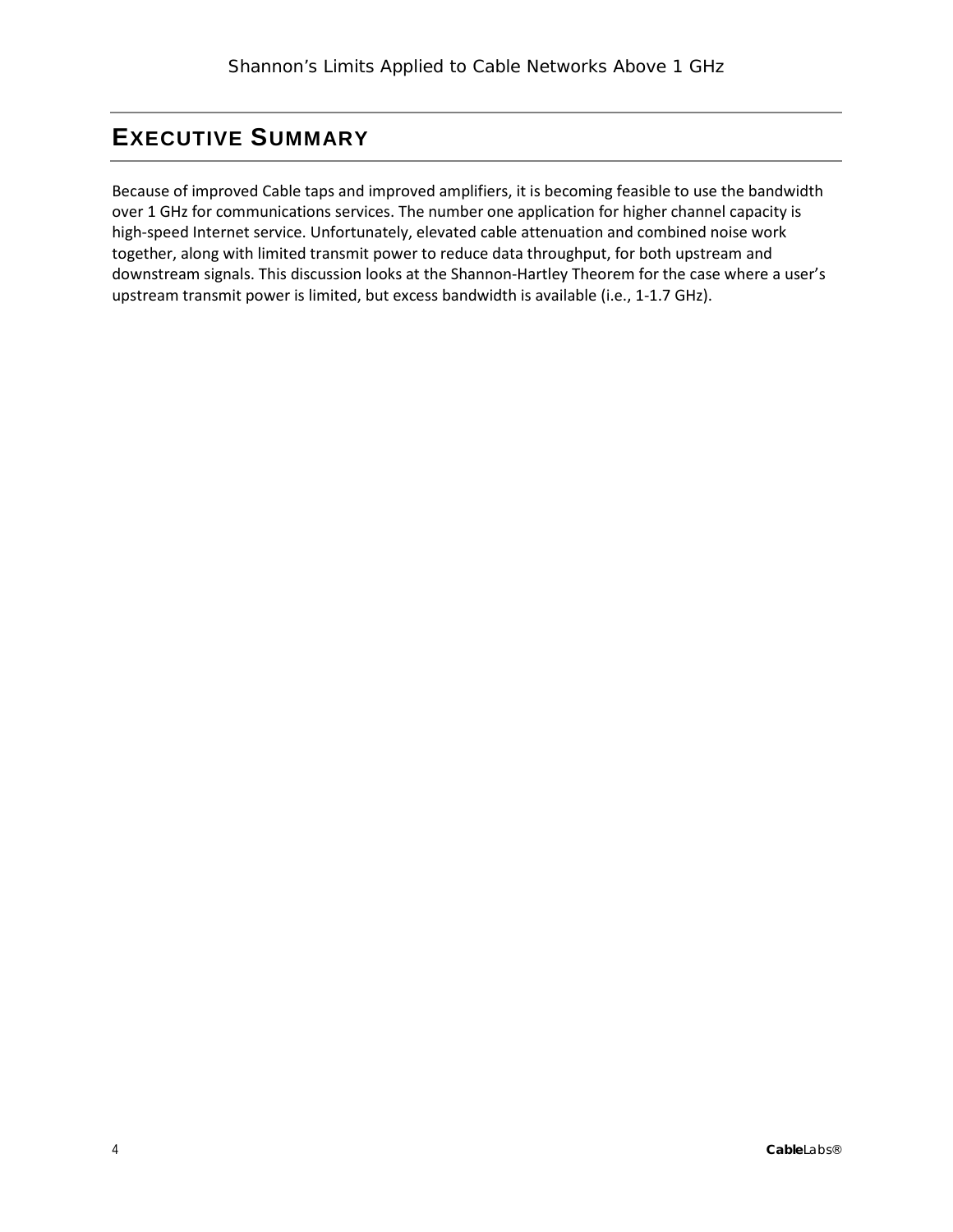# EXECUTIVE SUMMARY

Because of improved Cable taps and improved amplifiers, it is becoming feasible to use the bandwidth over 1 GHz for communications services. The number one application for higher channel capacity is high-speed Internet service. Unfortunately, elevated cable attenuation and combined noise work together, along with limited transmit power to reduce data throughput, for both upstream and downstream signals. This discussion looks at the Shannon-Hartley Theorem for the case where a user's upstream transmit power is limited, but excess bandwidth is available (i.e., 1-1.7 GHz).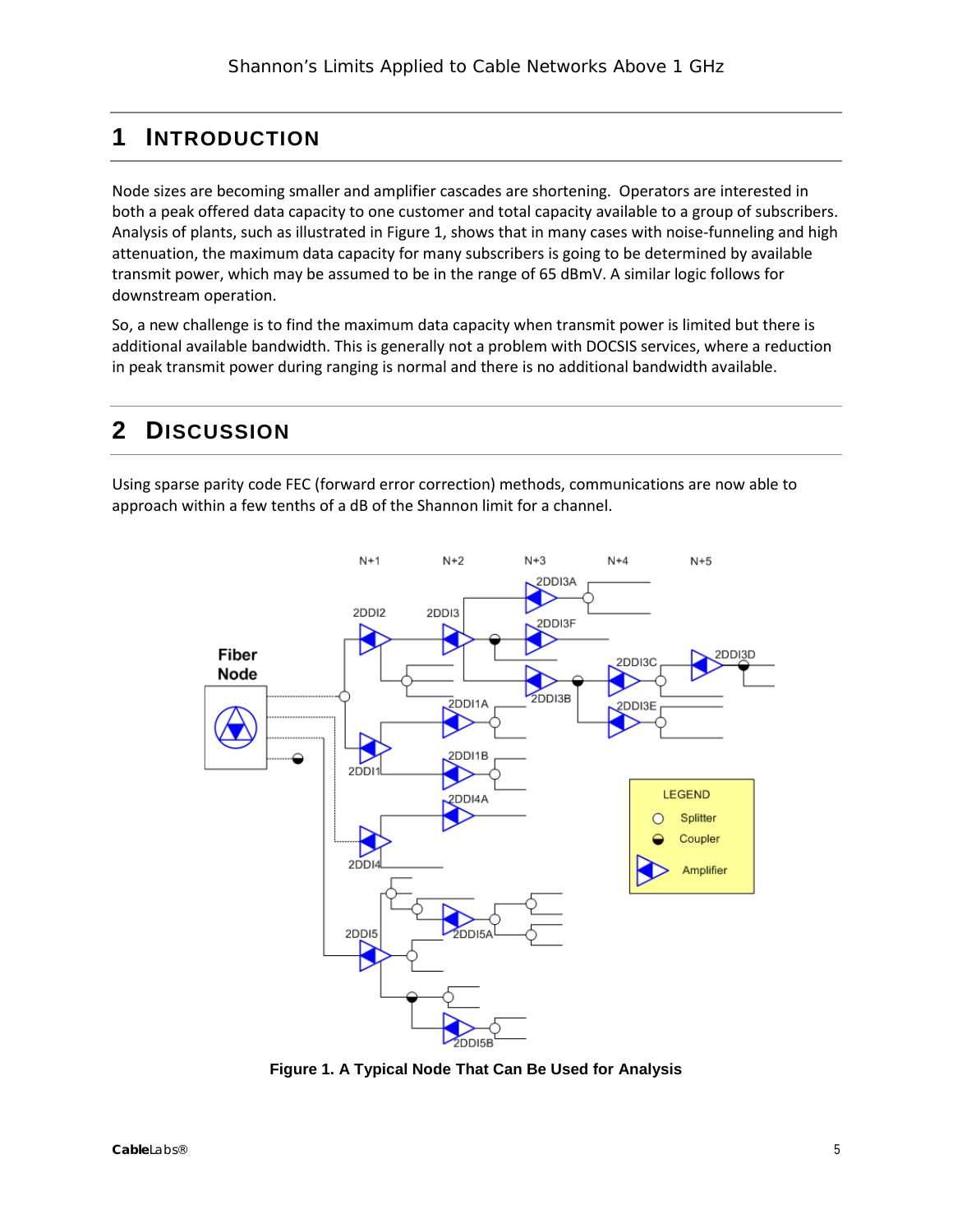# 1 Introduction

Node sizes are becoming smaller and amplifier cascades are shortening. Operators are interested in both a peak offered data capacity to one customer and total capacity available to a group of subscribers. Analysis of plants, such as illustrated in Figure 1, shows that in many cases with noise-funneling and high attenuation, the maximum data capacity for many subscribers is going to be determined by available transmit power, which may be assumed to be in the range of 65 dBmV. A similar logic follows for downstream operation.

So, a new challenge is to find the maximum data capacity when transmit power is limited but there is additional available bandwidth. This is generally not a problem with DOCSIS services, where a reduction in peak transmit power during ranging is normal and there is no additional bandwidth available.

# 2 Discussion

Using sparse parity code FEC (forward error correction) methods, communications are now able to approach within a few tenths of a dB of the Shannon limit for a channel.

**Figure 1. A Typical Node That Can Be Used for Analysis**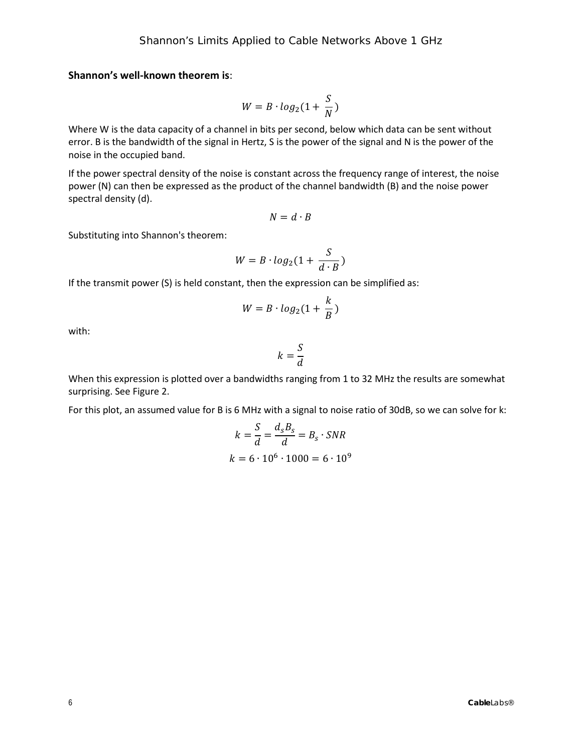**Shannon's well-known theorem is**:

$$W = B \cdot log_2(1 + \frac{S}{N})$$

Where W is the data capacity of a channel in bits per second, below which data can be sent without error. B is the bandwidth of the signal in Hertz, S is the power of the signal and N is the power of the noise in the occupied band.

If the power spectral density of the noise is constant across the frequency range of interest, the noise power (N) can then be expressed as the product of the channel bandwidth (B) and the noise power spectral density (d).

$$N = d \cdot B$$

Substituting into Shannon's theorem:

$$W = B \cdot log_2(1 + \frac{S}{d \cdot B})$$

If the transmit power (S) is held constant, then the expression can be simplified as:

$$W = B \cdot log_2(1 + \frac{k}{B})$$

with:

$$k = \frac{S}{d}$$

When this expression is plotted over a bandwidths ranging from 1 to 32 MHz the results are somewhat surprising. See Figure 2.

For this plot, an assumed value for B is 6 MHz with a signal to noise ratio of 30dB, so we can solve for k:

$$k = \frac{S}{d} = \frac{d_s B_s}{d} = B_s \cdot SNR$$

$$k = 6 \cdot 10^6 \cdot 1000 = 6 \cdot 10^9$$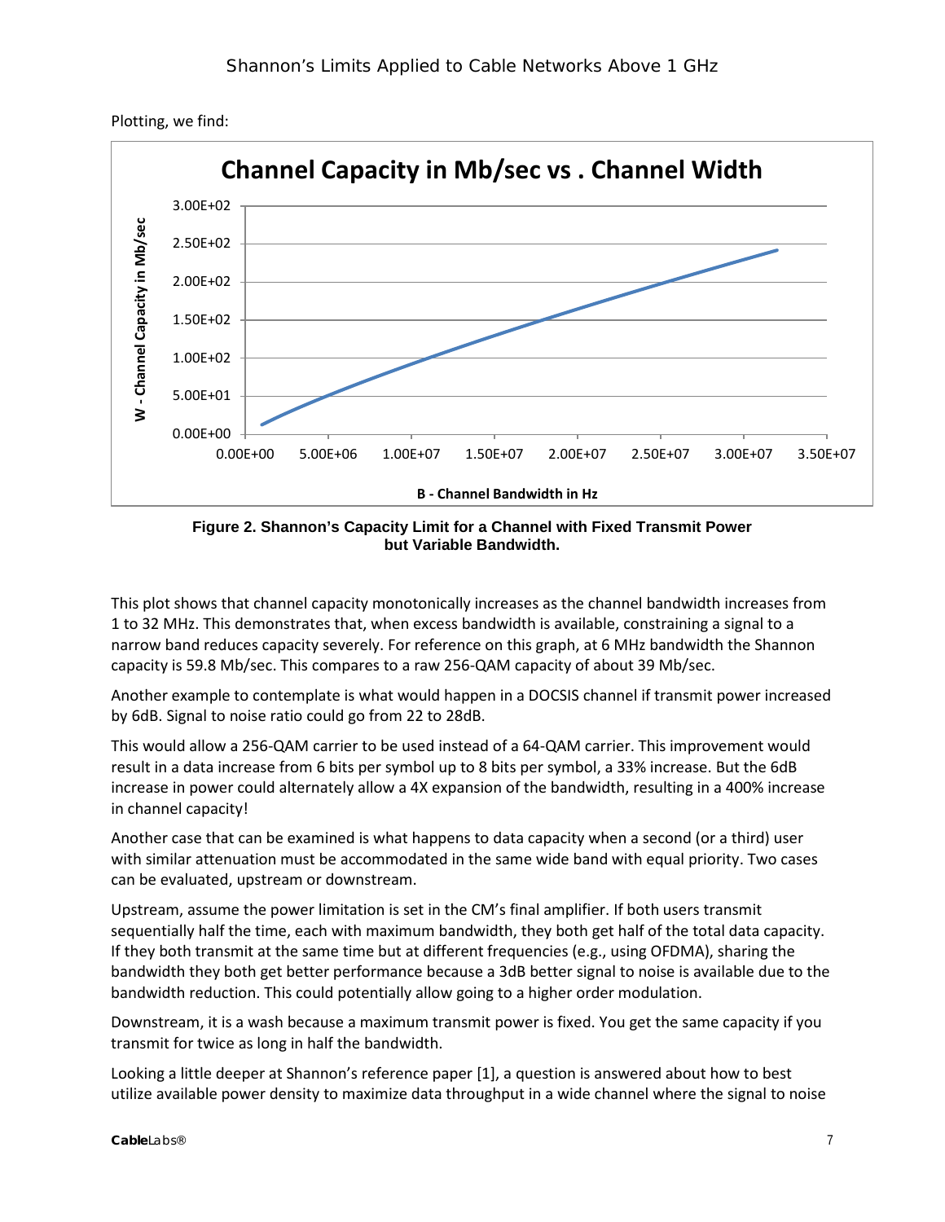Plotting, we find:

**Figure 2. Shannon's Capacity Limit for a Channel with Fixed Transmit Power but Variable Bandwidth.**

This plot shows that channel capacity monotonically increases as the channel bandwidth increases from 1 to 32 MHz. This demonstrates that, when excess bandwidth is available, constraining a signal to a narrow band reduces capacity severely. For reference on this graph, at 6 MHz bandwidth the Shannon capacity is 59.8 Mb/sec. This compares to a raw 256-QAM capacity of about 39 Mb/sec.

Another example to contemplate is what would happen in a DOCSIS channel if transmit power increased by 6dB. Signal to noise ratio could go from 22 to 28dB.

This would allow a 256-QAM carrier to be used instead of a 64-QAM carrier. This improvement would result in a data increase from 6 bits per symbol up to 8 bits per symbol, a 33% increase. But the 6dB increase in power could alternately allow a 4X expansion of the bandwidth, resulting in a 400% increase in channel capacity!

Another case that can be examined is what happens to data capacity when a second (or a third) user with similar attenuation must be accommodated in the same wide band with equal priority. Two cases can be evaluated, upstream or downstream.

Upstream, assume the power limitation is set in the CM's final amplifier. If both users transmit sequentially half the time, each with maximum bandwidth, they both get half of the total data capacity. If they both transmit at the same time but at different frequencies (e.g., using OFDMA), sharing the bandwidth they both get better performance because a 3dB better signal to noise is available due to the bandwidth reduction. This could potentially allow going to a higher order modulation.

Downstream, it is a wash because a maximum transmit power is fixed. You get the same capacity if you transmit for twice as long in half the bandwidth.

Looking a little deeper at Shannon's reference paper [1], a question is answered about how to best utilize available power density to maximize data throughput in a wide channel where the signal to noise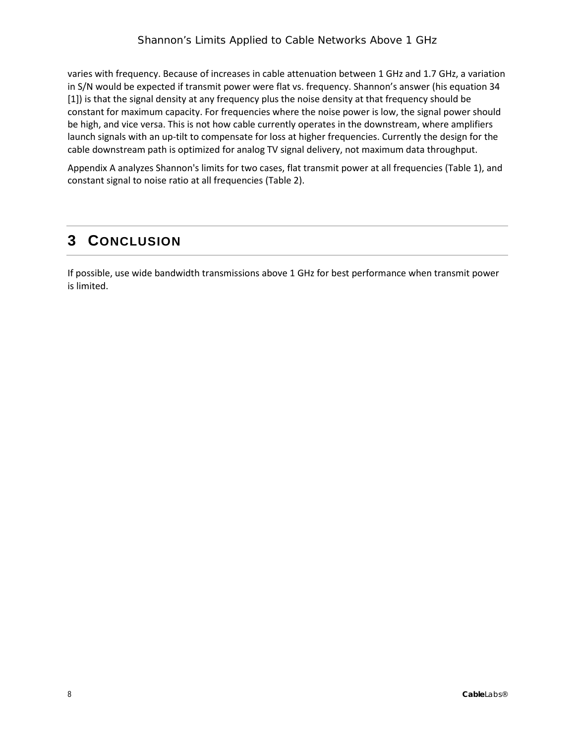varies with frequency. Because of increases in cable attenuation between 1 GHz and 1.7 GHz, a variation in S/N would be expected if transmit power were flat vs. frequency. Shannon's answer (his equation 34 [1]) is that the signal density at any frequency plus the noise density at that frequency should be constant for maximum capacity. For frequencies where the noise power is low, the signal power should be high, and vice versa. This is not how cable currently operates in the downstream, where amplifiers launch signals with an up-tilt to compensate for loss at higher frequencies. Currently the design for the cable downstream path is optimized for analog TV signal delivery, not maximum data throughput.

Appendix A analyzes Shannon's limits for two cases, flat transmit power at all frequencies (Table 1), and constant signal to noise ratio at all frequencies (Table 2).

# 3 CONCLUSION

If possible, use wide bandwidth transmissions above 1 GHz for best performance when transmit power is limited.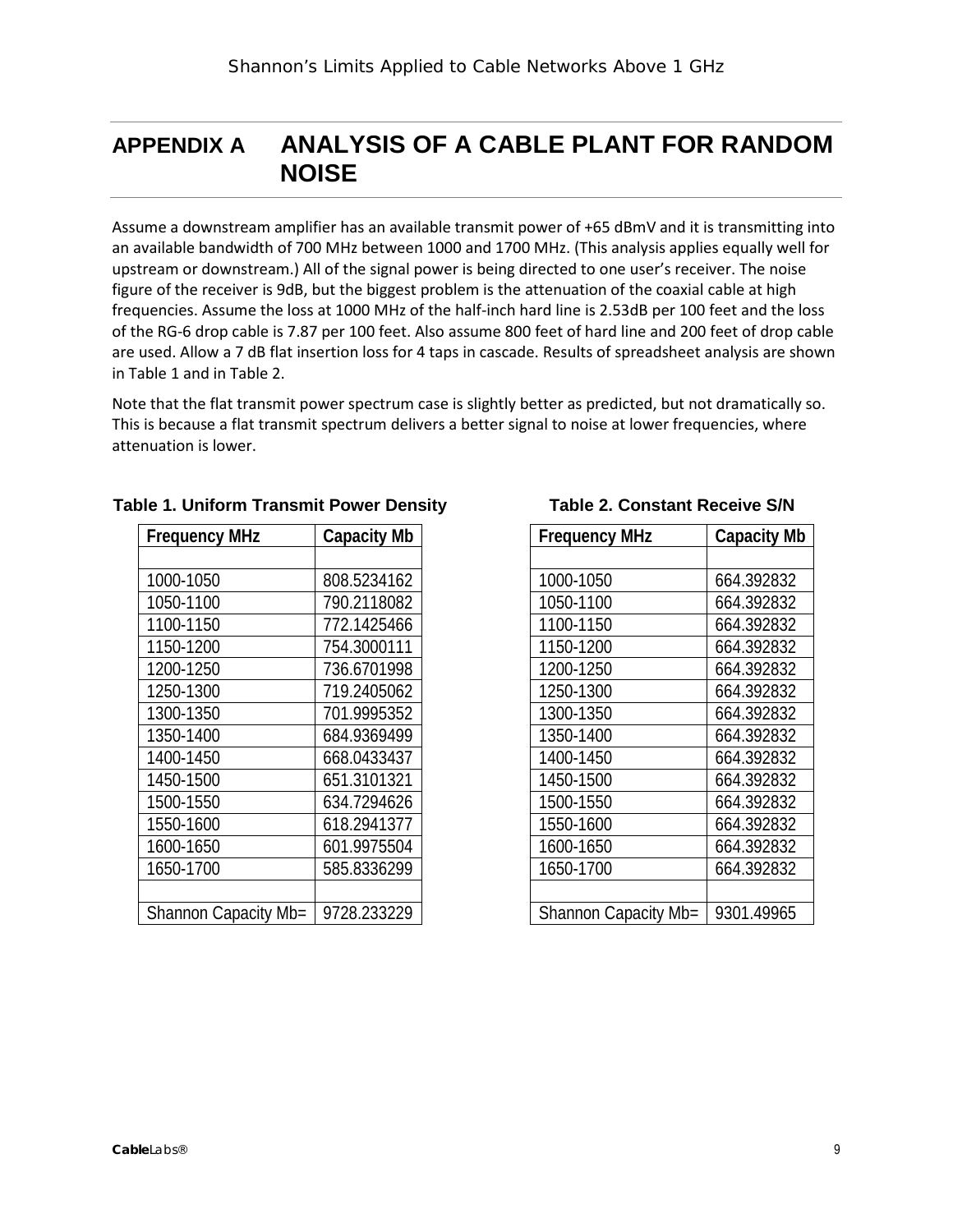# APPENDIX A ANALYSIS OF A CABLE PLANT FOR RANDOM NOISE

Assume a downstream amplifier has an available transmit power of +65 dBmV and it is transmitting into an available bandwidth of 700 MHz between 1000 and 1700 MHz. (This analysis applies equally well for upstream or downstream.) All of the signal power is being directed to one user's receiver. The noise figure of the receiver is 9dB, but the biggest problem is the attenuation of the coaxial cable at high frequencies. Assume the loss at 1000 MHz of the half-inch hard line is 2.53dB per 100 feet and the loss of the RG-6 drop cable is 7.87 per 100 feet. Also assume 800 feet of hard line and 200 feet of drop cable are used. Allow a 7 dB flat insertion loss for 4 taps in cascade. Results of spreadsheet analysis are shown in Table 1 and in Table 2.

Note that the flat transmit power spectrum case is slightly better as predicted, but not dramatically so. This is because a flat transmit spectrum delivers a better signal to noise at lower frequencies, where attenuation is lower.

**Table 1. Uniform Transmit Power Density**

| Frequency MHz | Capacity Mb |
|---|---|
| | |
| 1000-1050 | 808.5234162 |
| 1050-1100 | 790.2118082 |
| 1100-1150 | 772.1425466 |
| 1150-1200 | 754.3000111 |
| 1200-1250 | 736.6701998 |
| 1250-1300 | 719.2405062 |
| 1300-1350 | 701.9995352 |
| 1350-1400 | 684.9369499 |
| 1400-1450 | 668.0433437 |
| 1450-1500 | 651.3101321 |
| 1500-1550 | 634.7294626 |
| 1550-1600 | 618.2941377 |
| 1600-1650 | 601.9975504 |
| 1650-1700 | 585.8336299 |
| | |
| Shannon Capacity Mb= | 9728.233229 |

**Table 2. Constant Receive S/N**

| Frequency MHz | Capacity Mb |
|---|---|
| | |
| 1000-1050 | 664.392832 |
| 1050-1100 | 664.392832 |
| 1100-1150 | 664.392832 |
| 1150-1200 | 664.392832 |
| 1200-1250 | 664.392832 |
| 1250-1300 | 664.392832 |
| 1300-1350 | 664.392832 |
| 1350-1400 | 664.392832 |
| 1400-1450 | 664.392832 |
| 1450-1500 | 664.392832 |
| 1500-1550 | 664.392832 |
| 1550-1600 | 664.392832 |
| 1600-1650 | 664.392832 |
| 1650-1700 | 664.392832 |
| | |
| Shannon Capacity Mb= | 9301.49965 |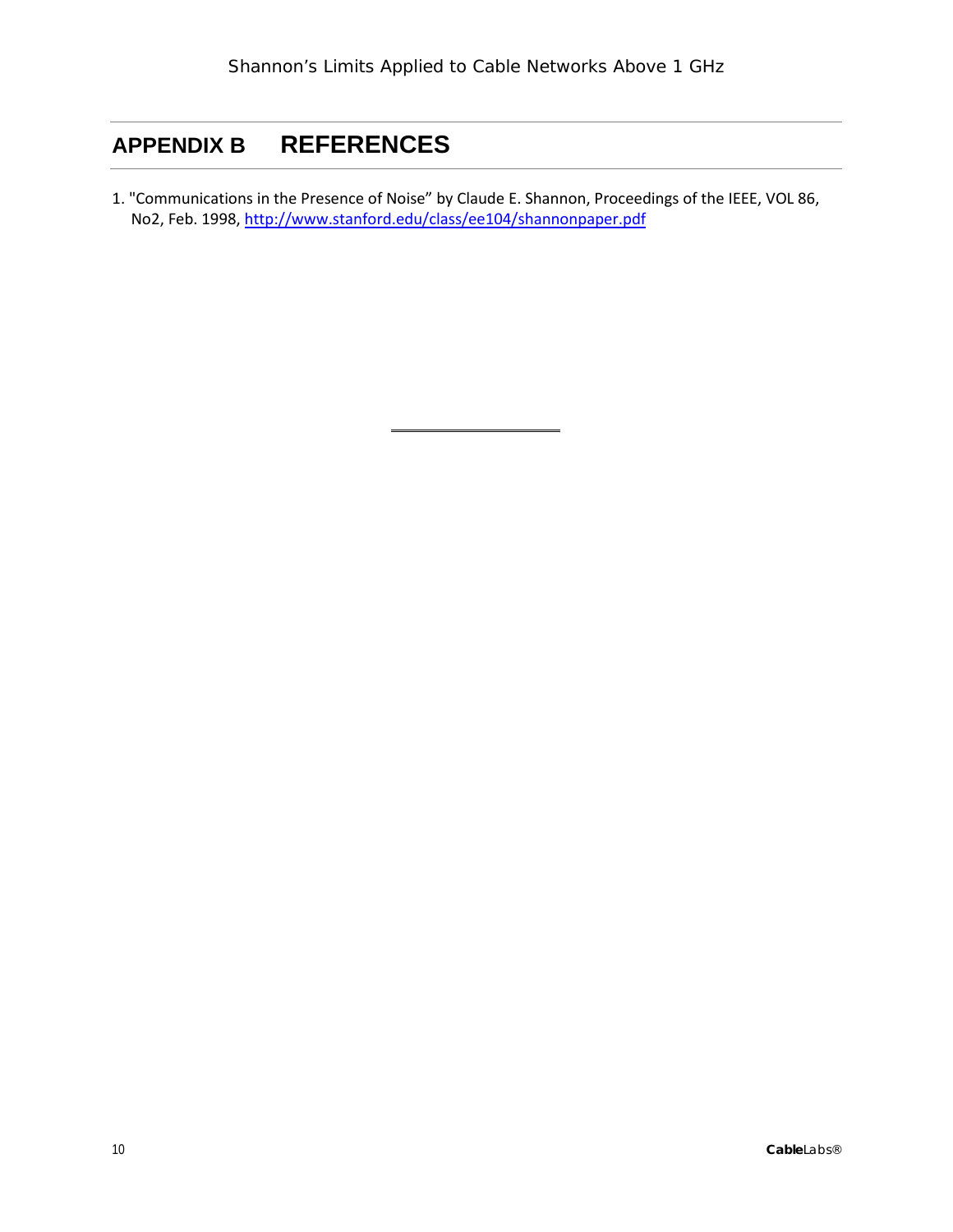## APPENDIX B REFERENCES

1. "Communications in the Presence of Noise" by Claude E. Shannon, Proceedings of the IEEE, VOL 86, No2, Feb. 1998, http://www.stanford.edu/class/ee104/shannonpaper.pdf